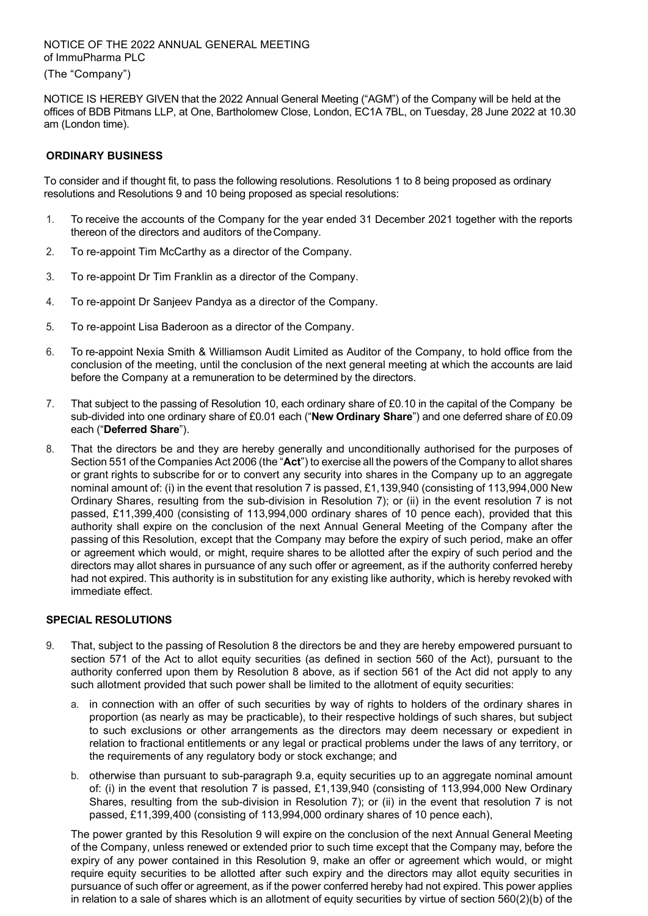NOTICE OF THE 2022 ANNUAL GENERAL MEETING
of ImmuPharma PLC
(The "Company")

NOTICE IS HEREBY GIVEN that the 2022 Annual General Meeting ("AGM") of the Company will be held at the offices of BDB Pitmans LLP, at One, Bartholomew Close, London, EC1A 7BL, on Tuesday, 28 June 2022 at 10.30 am (London time).

## ORDINARY BUSINESS

To consider and if thought fit, to pass the following resolutions. Resolutions 1 to 8 being proposed as ordinary resolutions and Resolutions 9 and 10 being proposed as special resolutions:

1. To receive the accounts of the Company for the year ended 31 December 2021 together with the reports thereon of the directors and auditors of the Company.
2. To re-appoint Tim McCarthy as a director of the Company.
3. To re-appoint Dr Tim Franklin as a director of the Company.
4. To re-appoint Dr Sanjeev Pandya as a director of the Company.
5. To re-appoint Lisa Baderoon as a director of the Company.
6. To re-appoint Nexia Smith & Williamson Audit Limited as Auditor of the Company, to hold office from the conclusion of the meeting, until the conclusion of the next general meeting at which the accounts are laid before the Company at a remuneration to be determined by the directors.
7. That subject to the passing of Resolution 10, each ordinary share of £0.10 in the capital of the Company be sub-divided into one ordinary share of £0.01 each ("**New Ordinary Share**") and one deferred share of £0.09 each ("**Deferred Share**").
8. That the directors be and they are hereby generally and unconditionally authorised for the purposes of Section 551 of the Companies Act 2006 (the "**Act**") to exercise all the powers of the Company to allot shares or grant rights to subscribe for or to convert any security into shares in the Company up to an aggregate nominal amount of: (i) in the event that resolution 7 is passed, £1,139,940 (consisting of 113,994,000 New Ordinary Shares, resulting from the sub-division in Resolution 7); or (ii) in the event resolution 7 is not passed, £11,399,400 (consisting of 113,994,000 ordinary shares of 10 pence each), provided that this authority shall expire on the conclusion of the next Annual General Meeting of the Company after the passing of this Resolution, except that the Company may before the expiry of such period, make an offer or agreement which would, or might, require shares to be allotted after the expiry of such period and the directors may allot shares in pursuance of any such offer or agreement, as if the authority conferred hereby had not expired. This authority is in substitution for any existing like authority, which is hereby revoked with immediate effect.

## SPECIAL RESOLUTIONS

9. That, subject to the passing of Resolution 8 the directors be and they are hereby empowered pursuant to section 571 of the Act to allot equity securities (as defined in section 560 of the Act), pursuant to the authority conferred upon them by Resolution 8 above, as if section 561 of the Act did not apply to any such allotment provided that such power shall be limited to the allotment of equity securities:

   a. in connection with an offer of such securities by way of rights to holders of the ordinary shares in proportion (as nearly as may be practicable), to their respective holdings of such shares, but subject to such exclusions or other arrangements as the directors may deem necessary or expedient in relation to fractional entitlements or any legal or practical problems under the laws of any territory, or the requirements of any regulatory body or stock exchange; and

   b. otherwise than pursuant to sub-paragraph 9.a, equity securities up to an aggregate nominal amount of: (i) in the event that resolution 7 is passed, £1,139,940 (consisting of 113,994,000 New Ordinary Shares, resulting from the sub-division in Resolution 7); or (ii) in the event that resolution 7 is not passed, £11,399,400 (consisting of 113,994,000 ordinary shares of 10 pence each),

   The power granted by this Resolution 9 will expire on the conclusion of the next Annual General Meeting of the Company, unless renewed or extended prior to such time except that the Company may, before the expiry of any power contained in this Resolution 9, make an offer or agreement which would, or might require equity securities to be allotted after such expiry and the directors may allot equity securities in pursuance of such offer or agreement, as if the power conferred hereby had not expired. This power applies in relation to a sale of shares which is an allotment of equity securities by virtue of section 560(2)(b) of the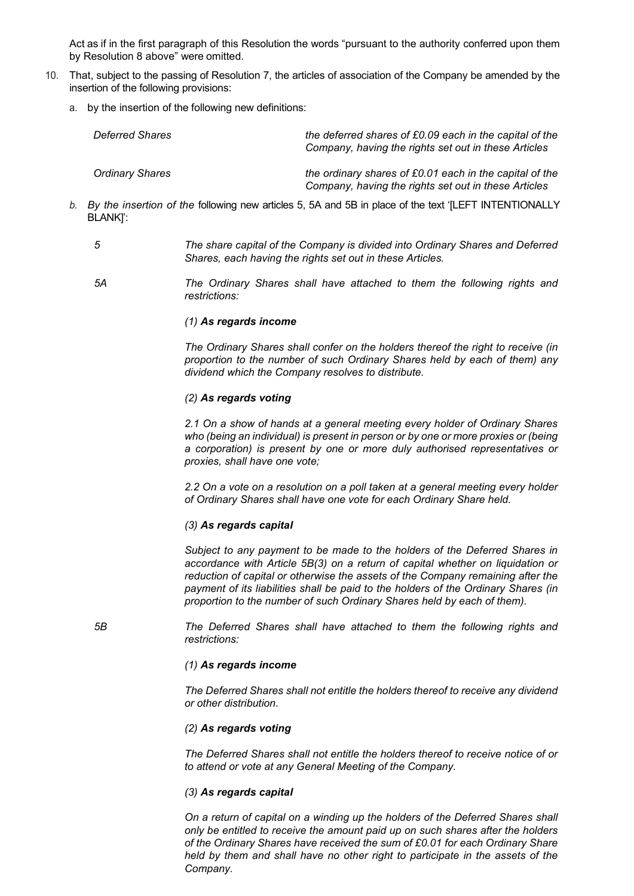Act as if in the first paragraph of this Resolution the words "pursuant to the authority conferred upon them by Resolution 8 above" were omitted.

10. That, subject to the passing of Resolution 7, the articles of association of the Company be amended by the insertion of the following provisions:

   a. by the insertion of the following new definitions:

| | |
|---|---|
| *Deferred Shares* | *the deferred shares of £0.09 each in the capital of the Company, having the rights set out in these Articles* |
| *Ordinary Shares* | *the ordinary shares of £0.01 each in the capital of the Company, having the rights set out in these Articles* |

   b. *By the insertion of the* following new articles 5, 5A and 5B in place of the text '[LEFT INTENTIONALLY BLANK]':

*5* *The share capital of the Company is divided into Ordinary Shares and Deferred Shares, each having the rights set out in these Articles.*

*5A* *The Ordinary Shares shall have attached to them the following rights and restrictions:*

*(1)* ***As regards income***

*The Ordinary Shares shall confer on the holders thereof the right to receive (in proportion to the number of such Ordinary Shares held by each of them) any dividend which the Company resolves to distribute.*

*(2)* ***As regards voting***

*2.1 On a show of hands at a general meeting every holder of Ordinary Shares who (being an individual) is present in person or by one or more proxies or (being a corporation) is present by one or more duly authorised representatives or proxies, shall have one vote;*

*2.2 On a vote on a resolution on a poll taken at a general meeting every holder of Ordinary Shares shall have one vote for each Ordinary Share held.*

*(3)* ***As regards capital***

*Subject to any payment to be made to the holders of the Deferred Shares in accordance with Article 5B(3) on a return of capital whether on liquidation or reduction of capital or otherwise the assets of the Company remaining after the payment of its liabilities shall be paid to the holders of the Ordinary Shares (in proportion to the number of such Ordinary Shares held by each of them).*

*5B* *The Deferred Shares shall have attached to them the following rights and restrictions:*

*(1)* ***As regards income***

*The Deferred Shares shall not entitle the holders thereof to receive any dividend or other distribution.*

*(2)* ***As regards voting***

*The Deferred Shares shall not entitle the holders thereof to receive notice of or to attend or vote at any General Meeting of the Company.*

*(3)* ***As regards capital***

*On a return of capital on a winding up the holders of the Deferred Shares shall only be entitled to receive the amount paid up on such shares after the holders of the Ordinary Shares have received the sum of £0.01 for each Ordinary Share held by them and shall have no other right to participate in the assets of the Company.*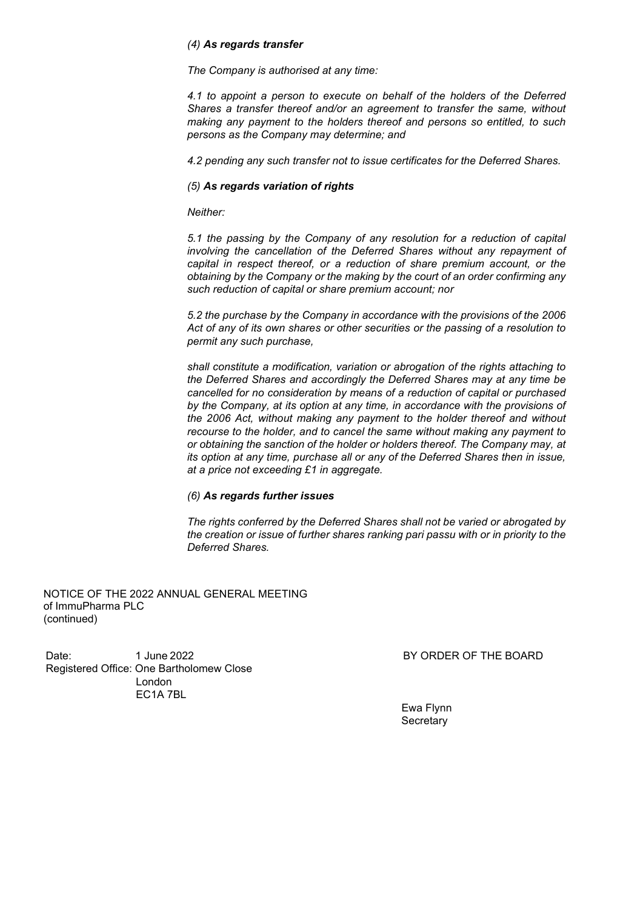*(4) **As regards transfer***

*The Company is authorised at any time:*

*4.1 to appoint a person to execute on behalf of the holders of the Deferred Shares a transfer thereof and/or an agreement to transfer the same, without making any payment to the holders thereof and persons so entitled, to such persons as the Company may determine; and*

*4.2 pending any such transfer not to issue certificates for the Deferred Shares.*

*(5) **As regards variation of rights***

*Neither:*

*5.1 the passing by the Company of any resolution for a reduction of capital involving the cancellation of the Deferred Shares without any repayment of capital in respect thereof, or a reduction of share premium account, or the obtaining by the Company or the making by the court of an order confirming any such reduction of capital or share premium account; nor*

*5.2 the purchase by the Company in accordance with the provisions of the 2006 Act of any of its own shares or other securities or the passing of a resolution to permit any such purchase,*

*shall constitute a modification, variation or abrogation of the rights attaching to the Deferred Shares and accordingly the Deferred Shares may at any time be cancelled for no consideration by means of a reduction of capital or purchased by the Company, at its option at any time, in accordance with the provisions of the 2006 Act, without making any payment to the holder thereof and without recourse to the holder, and to cancel the same without making any payment to or obtaining the sanction of the holder or holders thereof. The Company may, at its option at any time, purchase all or any of the Deferred Shares then in issue, at a price not exceeding £1 in aggregate.*

*(6) **As regards further issues***

*The rights conferred by the Deferred Shares shall not be varied or abrogated by the creation or issue of further shares ranking pari passu with or in priority to the Deferred Shares.*

NOTICE OF THE 2022 ANNUAL GENERAL MEETING
of ImmuPharma PLC
(continued)

Date: 1 June 2022

Registered Office: One Bartholomew Close
London
EC1A 7BL

BY ORDER OF THE BOARD

Ewa Flynn
Secretary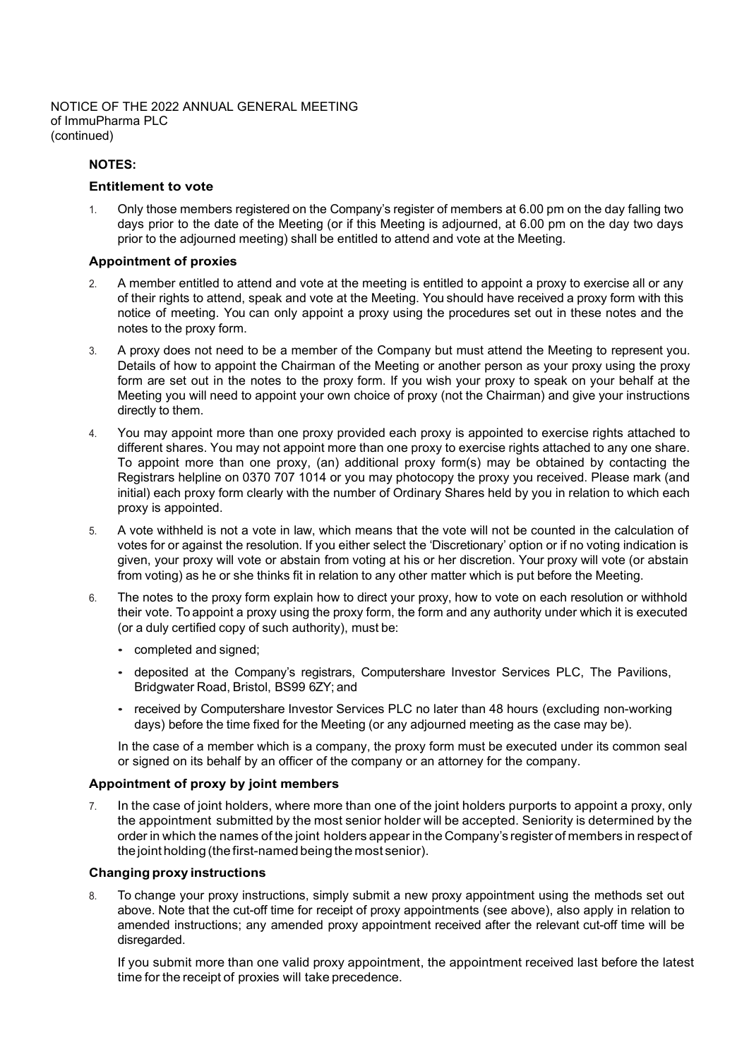NOTICE OF THE 2022 ANNUAL GENERAL MEETING
of ImmuPharma PLC
(continued)

**NOTES:**

### Entitlement to vote

1. Only those members registered on the Company's register of members at 6.00 pm on the day falling two days prior to the date of the Meeting (or if this Meeting is adjourned, at 6.00 pm on the day two days prior to the adjourned meeting) shall be entitled to attend and vote at the Meeting.

### Appointment of proxies

2. A member entitled to attend and vote at the meeting is entitled to appoint a proxy to exercise all or any of their rights to attend, speak and vote at the Meeting. You should have received a proxy form with this notice of meeting. You can only appoint a proxy using the procedures set out in these notes and the notes to the proxy form.

3. A proxy does not need to be a member of the Company but must attend the Meeting to represent you. Details of how to appoint the Chairman of the Meeting or another person as your proxy using the proxy form are set out in the notes to the proxy form. If you wish your proxy to speak on your behalf at the Meeting you will need to appoint your own choice of proxy (not the Chairman) and give your instructions directly to them.

4. You may appoint more than one proxy provided each proxy is appointed to exercise rights attached to different shares. You may not appoint more than one proxy to exercise rights attached to any one share. To appoint more than one proxy, (an) additional proxy form(s) may be obtained by contacting the Registrars helpline on 0370 707 1014 or you may photocopy the proxy you received. Please mark (and initial) each proxy form clearly with the number of Ordinary Shares held by you in relation to which each proxy is appointed.

5. A vote withheld is not a vote in law, which means that the vote will not be counted in the calculation of votes for or against the resolution. If you either select the 'Discretionary' option or if no voting indication is given, your proxy will vote or abstain from voting at his or her discretion. Your proxy will vote (or abstain from voting) as he or she thinks fit in relation to any other matter which is put before the Meeting.

6. The notes to the proxy form explain how to direct your proxy, how to vote on each resolution or withhold their vote. To appoint a proxy using the proxy form, the form and any authority under which it is executed (or a duly certified copy of such authority), must be:

   - completed and signed;
   - deposited at the Company's registrars, Computershare Investor Services PLC, The Pavilions, Bridgwater Road, Bristol, BS99 6ZY; and
   - received by Computershare Investor Services PLC no later than 48 hours (excluding non-working days) before the time fixed for the Meeting (or any adjourned meeting as the case may be).

   In the case of a member which is a company, the proxy form must be executed under its common seal or signed on its behalf by an officer of the company or an attorney for the company.

### Appointment of proxy by joint members

7. In the case of joint holders, where more than one of the joint holders purports to appoint a proxy, only the appointment submitted by the most senior holder will be accepted. Seniority is determined by the order in which the names of the joint holders appear in the Company's register of members in respect of the joint holding (the first-named being the most senior).

### Changing proxy instructions

8. To change your proxy instructions, simply submit a new proxy appointment using the methods set out above. Note that the cut-off time for receipt of proxy appointments (see above), also apply in relation to amended instructions; any amended proxy appointment received after the relevant cut-off time will be disregarded.

   If you submit more than one valid proxy appointment, the appointment received last before the latest time for the receipt of proxies will take precedence.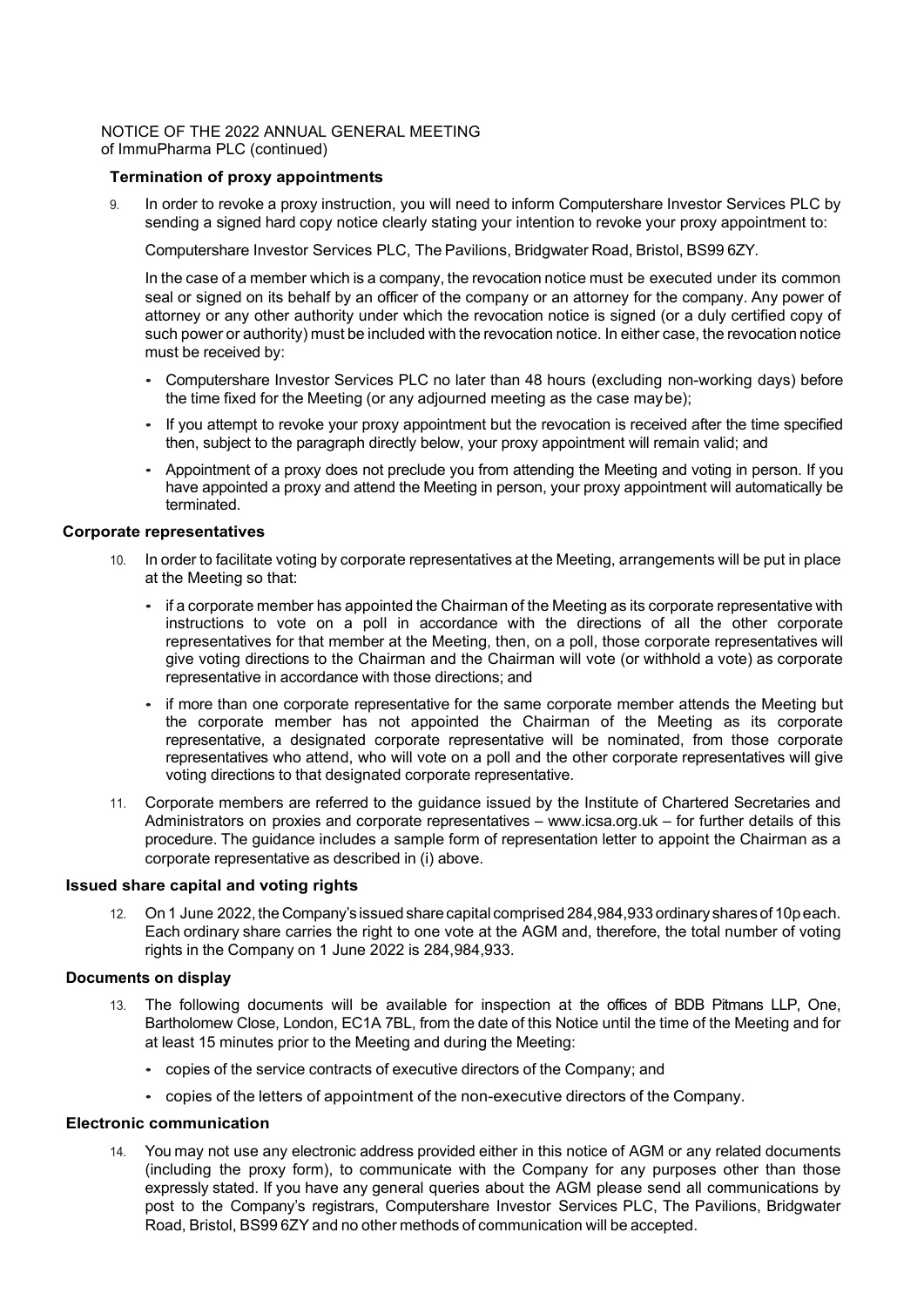NOTICE OF THE 2022 ANNUAL GENERAL MEETING
of ImmuPharma PLC (continued)

### Termination of proxy appointments

9. In order to revoke a proxy instruction, you will need to inform Computershare Investor Services PLC by sending a signed hard copy notice clearly stating your intention to revoke your proxy appointment to:

   Computershare Investor Services PLC, The Pavilions, Bridgwater Road, Bristol, BS99 6ZY.

   In the case of a member which is a company, the revocation notice must be executed under its common seal or signed on its behalf by an officer of the company or an attorney for the company. Any power of attorney or any other authority under which the revocation notice is signed (or a duly certified copy of such power or authority) must be included with the revocation notice. In either case, the revocation notice must be received by:

   - Computershare Investor Services PLC no later than 48 hours (excluding non-working days) before the time fixed for the Meeting (or any adjourned meeting as the case may be);
   - If you attempt to revoke your proxy appointment but the revocation is received after the time specified then, subject to the paragraph directly below, your proxy appointment will remain valid; and
   - Appointment of a proxy does not preclude you from attending the Meeting and voting in person. If you have appointed a proxy and attend the Meeting in person, your proxy appointment will automatically be terminated.

### Corporate representatives

10. In order to facilitate voting by corporate representatives at the Meeting, arrangements will be put in place at the Meeting so that:

    - if a corporate member has appointed the Chairman of the Meeting as its corporate representative with instructions to vote on a poll in accordance with the directions of all the other corporate representatives for that member at the Meeting, then, on a poll, those corporate representatives will give voting directions to the Chairman and the Chairman will vote (or withhold a vote) as corporate representative in accordance with those directions; and
    - if more than one corporate representative for the same corporate member attends the Meeting but the corporate member has not appointed the Chairman of the Meeting as its corporate representative, a designated corporate representative will be nominated, from those corporate representatives who attend, who will vote on a poll and the other corporate representatives will give voting directions to that designated corporate representative.

11. Corporate members are referred to the guidance issued by the Institute of Chartered Secretaries and Administrators on proxies and corporate representatives – www.icsa.org.uk – for further details of this procedure. The guidance includes a sample form of representation letter to appoint the Chairman as a corporate representative as described in (i) above.

### Issued share capital and voting rights

12. On 1 June 2022, the Company's issued share capital comprised 284,984,933 ordinary shares of 10p each. Each ordinary share carries the right to one vote at the AGM and, therefore, the total number of voting rights in the Company on 1 June 2022 is 284,984,933.

### Documents on display

13. The following documents will be available for inspection at the offices of BDB Pitmans LLP, One, Bartholomew Close, London, EC1A 7BL, from the date of this Notice until the time of the Meeting and for at least 15 minutes prior to the Meeting and during the Meeting:

    - copies of the service contracts of executive directors of the Company; and
    - copies of the letters of appointment of the non-executive directors of the Company.

### Electronic communication

14. You may not use any electronic address provided either in this notice of AGM or any related documents (including the proxy form), to communicate with the Company for any purposes other than those expressly stated. If you have any general queries about the AGM please send all communications by post to the Company's registrars, Computershare Investor Services PLC, The Pavilions, Bridgwater Road, Bristol, BS99 6ZY and no other methods of communication will be accepted.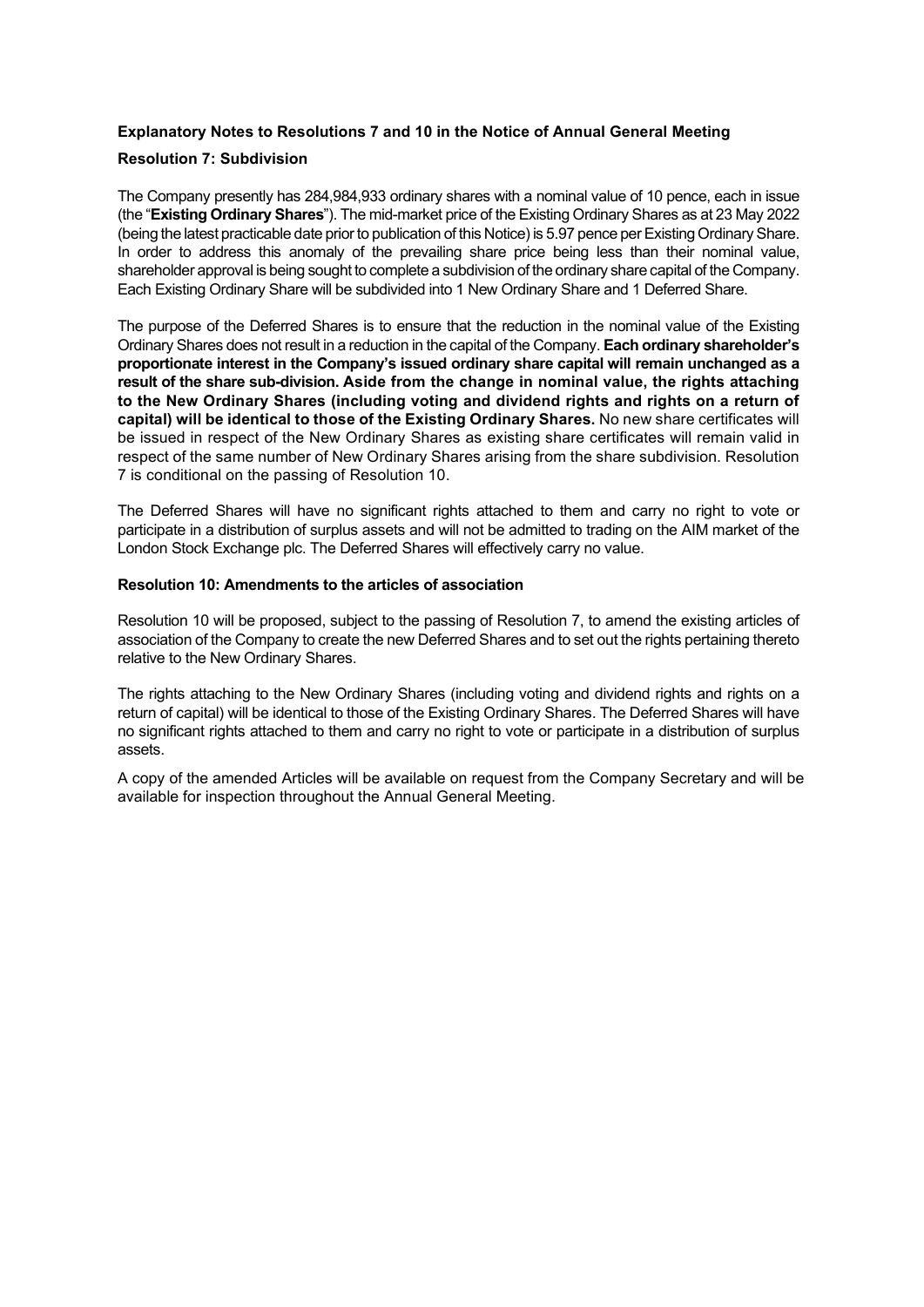### Explanatory Notes to Resolutions 7 and 10 in the Notice of Annual General Meeting

#### Resolution 7: Subdivision

The Company presently has 284,984,933 ordinary shares with a nominal value of 10 pence, each in issue (the "**Existing Ordinary Shares**"). The mid-market price of the Existing Ordinary Shares as at 23 May 2022 (being the latest practicable date prior to publication of this Notice) is 5.97 pence per Existing Ordinary Share. In order to address this anomaly of the prevailing share price being less than their nominal value, shareholder approval is being sought to complete a subdivision of the ordinary share capital of the Company. Each Existing Ordinary Share will be subdivided into 1 New Ordinary Share and 1 Deferred Share.

The purpose of the Deferred Shares is to ensure that the reduction in the nominal value of the Existing Ordinary Shares does not result in a reduction in the capital of the Company. **Each ordinary shareholder's proportionate interest in the Company's issued ordinary share capital will remain unchanged as a result of the share sub-division. Aside from the change in nominal value, the rights attaching to the New Ordinary Shares (including voting and dividend rights and rights on a return of capital) will be identical to those of the Existing Ordinary Shares.** No new share certificates will be issued in respect of the New Ordinary Shares as existing share certificates will remain valid in respect of the same number of New Ordinary Shares arising from the share subdivision. Resolution 7 is conditional on the passing of Resolution 10.

The Deferred Shares will have no significant rights attached to them and carry no right to vote or participate in a distribution of surplus assets and will not be admitted to trading on the AIM market of the London Stock Exchange plc. The Deferred Shares will effectively carry no value.

#### Resolution 10: Amendments to the articles of association

Resolution 10 will be proposed, subject to the passing of Resolution 7, to amend the existing articles of association of the Company to create the new Deferred Shares and to set out the rights pertaining thereto relative to the New Ordinary Shares.

The rights attaching to the New Ordinary Shares (including voting and dividend rights and rights on a return of capital) will be identical to those of the Existing Ordinary Shares. The Deferred Shares will have no significant rights attached to them and carry no right to vote or participate in a distribution of surplus assets.

A copy of the amended Articles will be available on request from the Company Secretary and will be available for inspection throughout the Annual General Meeting.